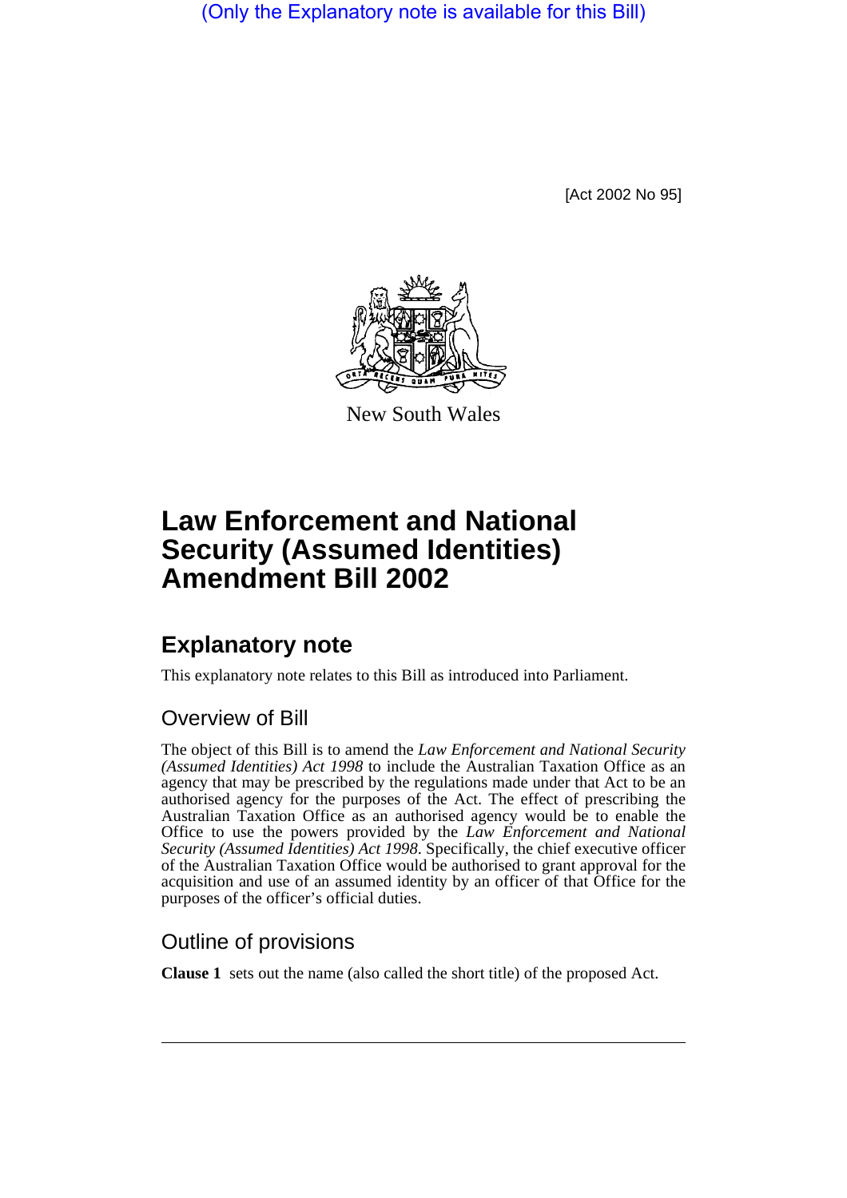(Only the Explanatory note is available for this Bill)

[Act 2002 No 95]

New South Wales

# Law Enforcement and National Security (Assumed Identities) Amendment Bill 2002

## Explanatory note

This explanatory note relates to this Bill as introduced into Parliament.

### Overview of Bill

The object of this Bill is to amend the *Law Enforcement and National Security (Assumed Identities) Act 1998* to include the Australian Taxation Office as an agency that may be prescribed by the regulations made under that Act to be an authorised agency for the purposes of the Act. The effect of prescribing the Australian Taxation Office as an authorised agency would be to enable the Office to use the powers provided by the *Law Enforcement and National Security (Assumed Identities) Act 1998*. Specifically, the chief executive officer of the Australian Taxation Office would be authorised to grant approval for the acquisition and use of an assumed identity by an officer of that Office for the purposes of the officer's official duties.

### Outline of provisions

**Clause 1** sets out the name (also called the short title) of the proposed Act.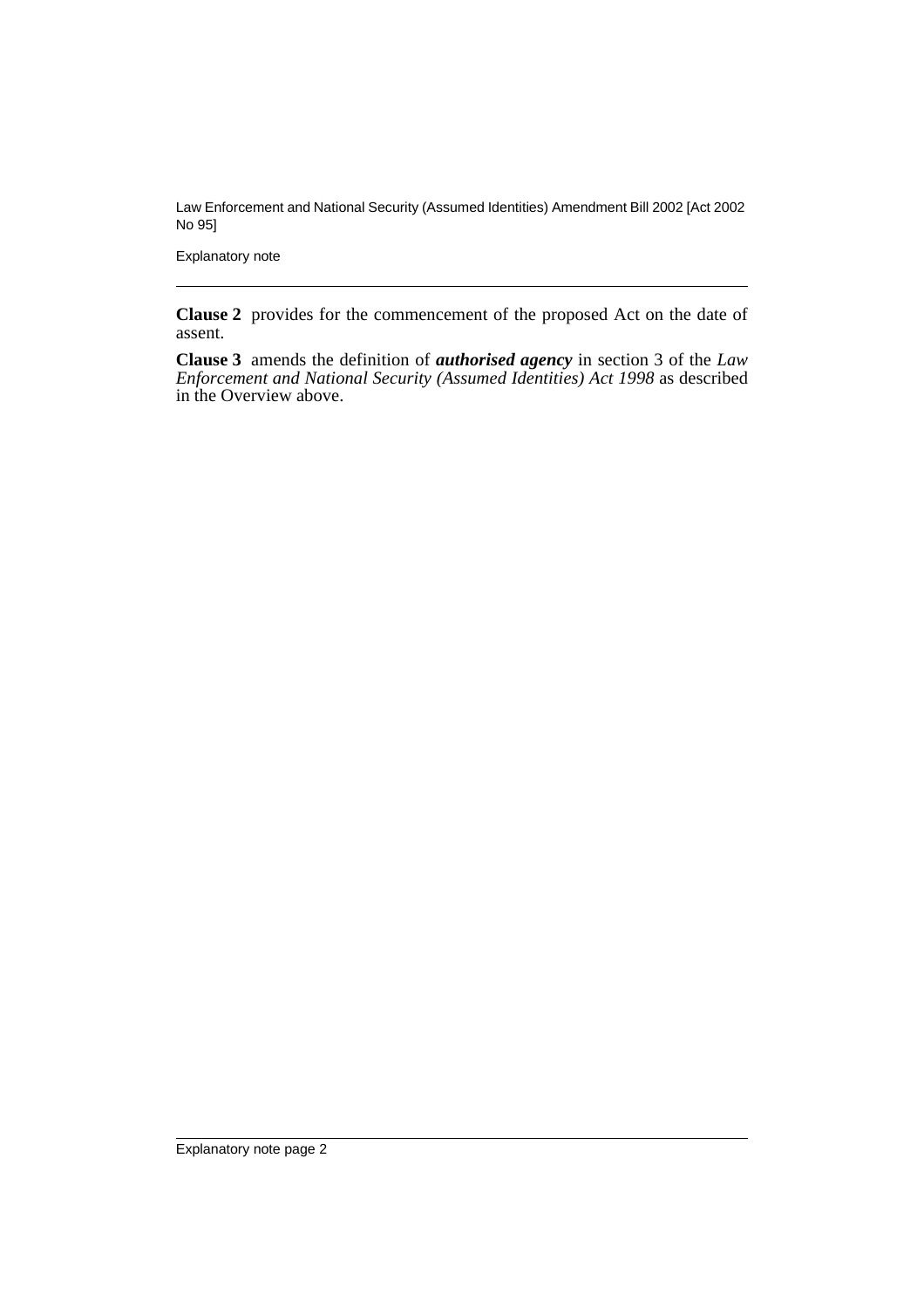**Clause 2** provides for the commencement of the proposed Act on the date of assent.

**Clause 3** amends the definition of ***authorised agency*** in section 3 of the *Law Enforcement and National Security (Assumed Identities) Act 1998* as described in the Overview above.